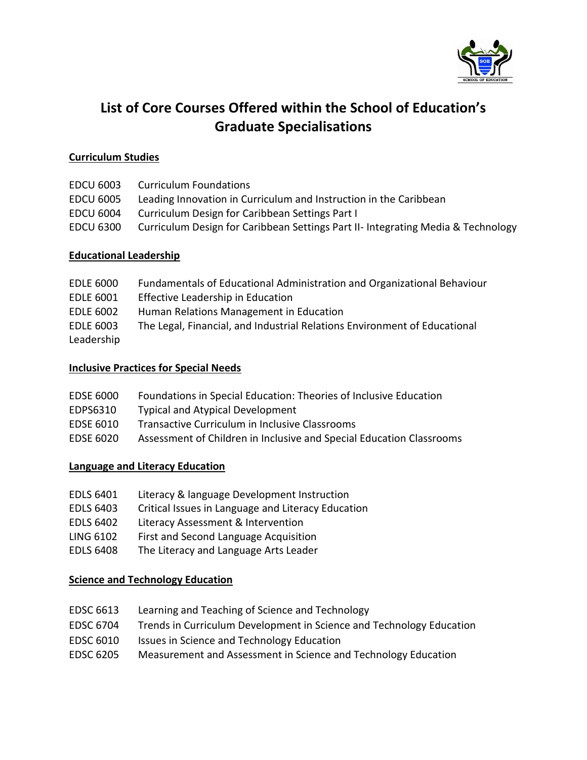# List of Core Courses Offered within the School of Education's Graduate Specialisations

## Curriculum Studies

EDCU 6003 Curriculum Foundations
EDCU 6005 Leading Innovation in Curriculum and Instruction in the Caribbean
EDCU 6004 Curriculum Design for Caribbean Settings Part I
EDCU 6300 Curriculum Design for Caribbean Settings Part II- Integrating Media & Technology

## Educational Leadership

EDLE 6000 Fundamentals of Educational Administration and Organizational Behaviour
EDLE 6001 Effective Leadership in Education
EDLE 6002 Human Relations Management in Education
EDLE 6003 The Legal, Financial, and Industrial Relations Environment of Educational Leadership

## Inclusive Practices for Special Needs

EDSE 6000 Foundations in Special Education: Theories of Inclusive Education
EDPS6310 Typical and Atypical Development
EDSE 6010 Transactive Curriculum in Inclusive Classrooms
EDSE 6020 Assessment of Children in Inclusive and Special Education Classrooms

## Language and Literacy Education

EDLS 6401 Literacy & language Development Instruction
EDLS 6403 Critical Issues in Language and Literacy Education
EDLS 6402 Literacy Assessment & Intervention
LING 6102 First and Second Language Acquisition
EDLS 6408 The Literacy and Language Arts Leader

## Science and Technology Education

EDSC 6613 Learning and Teaching of Science and Technology
EDSC 6704 Trends in Curriculum Development in Science and Technology Education
EDSC 6010 Issues in Science and Technology Education
EDSC 6205 Measurement and Assessment in Science and Technology Education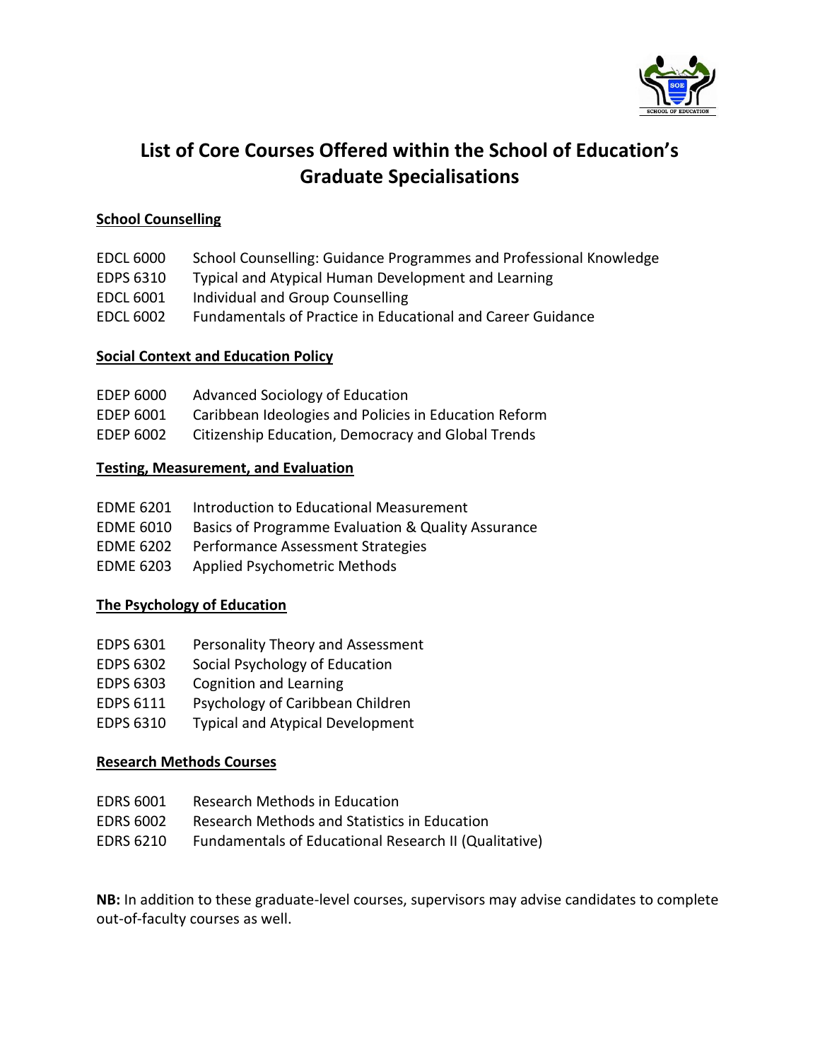# List of Core Courses Offered within the School of Education's Graduate Specialisations

## School Counselling

EDCL 6000 School Counselling: Guidance Programmes and Professional Knowledge
EDPS 6310 Typical and Atypical Human Development and Learning
EDCL 6001 Individual and Group Counselling
EDCL 6002 Fundamentals of Practice in Educational and Career Guidance

## Social Context and Education Policy

EDEP 6000 Advanced Sociology of Education
EDEP 6001 Caribbean Ideologies and Policies in Education Reform
EDEP 6002 Citizenship Education, Democracy and Global Trends

## Testing, Measurement, and Evaluation

EDME 6201 Introduction to Educational Measurement
EDME 6010 Basics of Programme Evaluation & Quality Assurance
EDME 6202 Performance Assessment Strategies
EDME 6203 Applied Psychometric Methods

## The Psychology of Education

EDPS 6301 Personality Theory and Assessment
EDPS 6302 Social Psychology of Education
EDPS 6303 Cognition and Learning
EDPS 6111 Psychology of Caribbean Children
EDPS 6310 Typical and Atypical Development

## Research Methods Courses

EDRS 6001 Research Methods in Education
EDRS 6002 Research Methods and Statistics in Education
EDRS 6210 Fundamentals of Educational Research II (Qualitative)

**NB:** In addition to these graduate-level courses, supervisors may advise candidates to complete out-of-faculty courses as well.